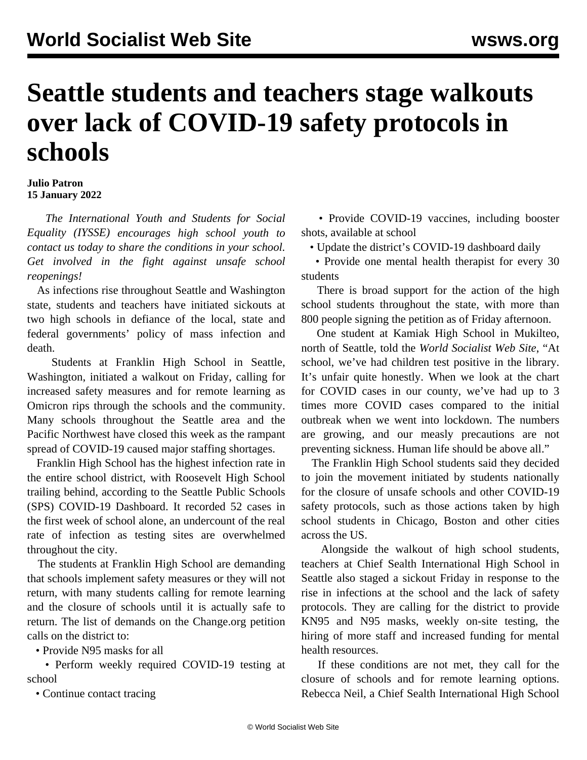# Seattle students and teachers stage walkouts over lack of COVID-19 safety protocols in schools

**Julio Patron**
**15 January 2022**

*The International Youth and Students for Social Equality (IYSSE) encourages high school youth to contact us today to share the conditions in your school. Get involved in the fight against unsafe school reopenings!*

As infections rise throughout Seattle and Washington state, students and teachers have initiated sickouts at two high schools in defiance of the local, state and federal governments' policy of mass infection and death.

Students at Franklin High School in Seattle, Washington, initiated a walkout on Friday, calling for increased safety measures and for remote learning as Omicron rips through the schools and the community. Many schools throughout the Seattle area and the Pacific Northwest have closed this week as the rampant spread of COVID-19 caused major staffing shortages.

Franklin High School has the highest infection rate in the entire school district, with Roosevelt High School trailing behind, according to the Seattle Public Schools (SPS) COVID-19 Dashboard. It recorded 52 cases in the first week of school alone, an undercount of the real rate of infection as testing sites are overwhelmed throughout the city.

The students at Franklin High School are demanding that schools implement safety measures or they will not return, with many students calling for remote learning and the closure of schools until it is actually safe to return. The list of demands on the Change.org petition calls on the district to:

- Provide N95 masks for all
- Perform weekly required COVID-19 testing at school
- Continue contact tracing
- Provide COVID-19 vaccines, including booster shots, available at school
- Update the district's COVID-19 dashboard daily
- Provide one mental health therapist for every 30 students

There is broad support for the action of the high school students throughout the state, with more than 800 people signing the petition as of Friday afternoon.

One student at Kamiak High School in Mukilteo, north of Seattle, told the *World Socialist Web Site*, "At school, we've had children test positive in the library. It's unfair quite honestly. When we look at the chart for COVID cases in our county, we've had up to 3 times more COVID cases compared to the initial outbreak when we went into lockdown. The numbers are growing, and our measly precautions are not preventing sickness. Human life should be above all."

The Franklin High School students said they decided to join the movement initiated by students nationally for the closure of unsafe schools and other COVID-19 safety protocols, such as those actions taken by high school students in Chicago, Boston and other cities across the US.

Alongside the walkout of high school students, teachers at Chief Sealth International High School in Seattle also staged a sickout Friday in response to the rise in infections at the school and the lack of safety protocols. They are calling for the district to provide KN95 and N95 masks, weekly on-site testing, the hiring of more staff and increased funding for mental health resources.

If these conditions are not met, they call for the closure of schools and for remote learning options. Rebecca Neil, a Chief Sealth International High School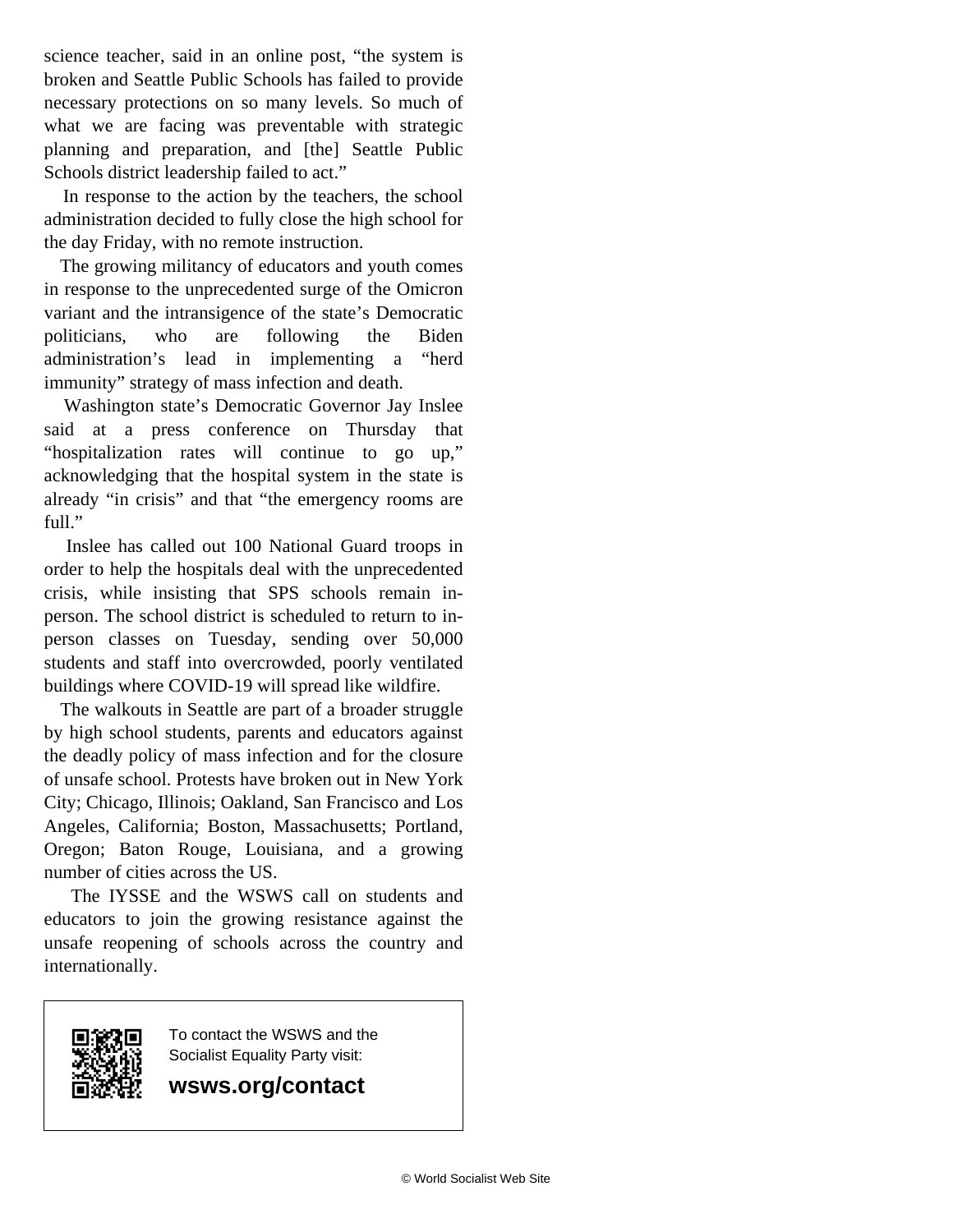science teacher, said in an online post, "the system is broken and Seattle Public Schools has failed to provide necessary protections on so many levels. So much of what we are facing was preventable with strategic planning and preparation, and [the] Seattle Public Schools district leadership failed to act."

In response to the action by the teachers, the school administration decided to fully close the high school for the day Friday, with no remote instruction.

The growing militancy of educators and youth comes in response to the unprecedented surge of the Omicron variant and the intransigence of the state's Democratic politicians, who are following the Biden administration's lead in implementing a "herd immunity" strategy of mass infection and death.

Washington state's Democratic Governor Jay Inslee said at a press conference on Thursday that "hospitalization rates will continue to go up," acknowledging that the hospital system in the state is already "in crisis" and that "the emergency rooms are full."

Inslee has called out 100 National Guard troops in order to help the hospitals deal with the unprecedented crisis, while insisting that SPS schools remain in-person. The school district is scheduled to return to in-person classes on Tuesday, sending over 50,000 students and staff into overcrowded, poorly ventilated buildings where COVID-19 will spread like wildfire.

The walkouts in Seattle are part of a broader struggle by high school students, parents and educators against the deadly policy of mass infection and for the closure of unsafe school. Protests have broken out in New York City; Chicago, Illinois; Oakland, San Francisco and Los Angeles, California; Boston, Massachusetts; Portland, Oregon; Baton Rouge, Louisiana, and a growing number of cities across the US.

The IYSSE and the WSWS call on students and educators to join the growing resistance against the unsafe reopening of schools across the country and internationally.

To contact the WSWS and the Socialist Equality Party visit:

**wsws.org/contact**

© World Socialist Web Site